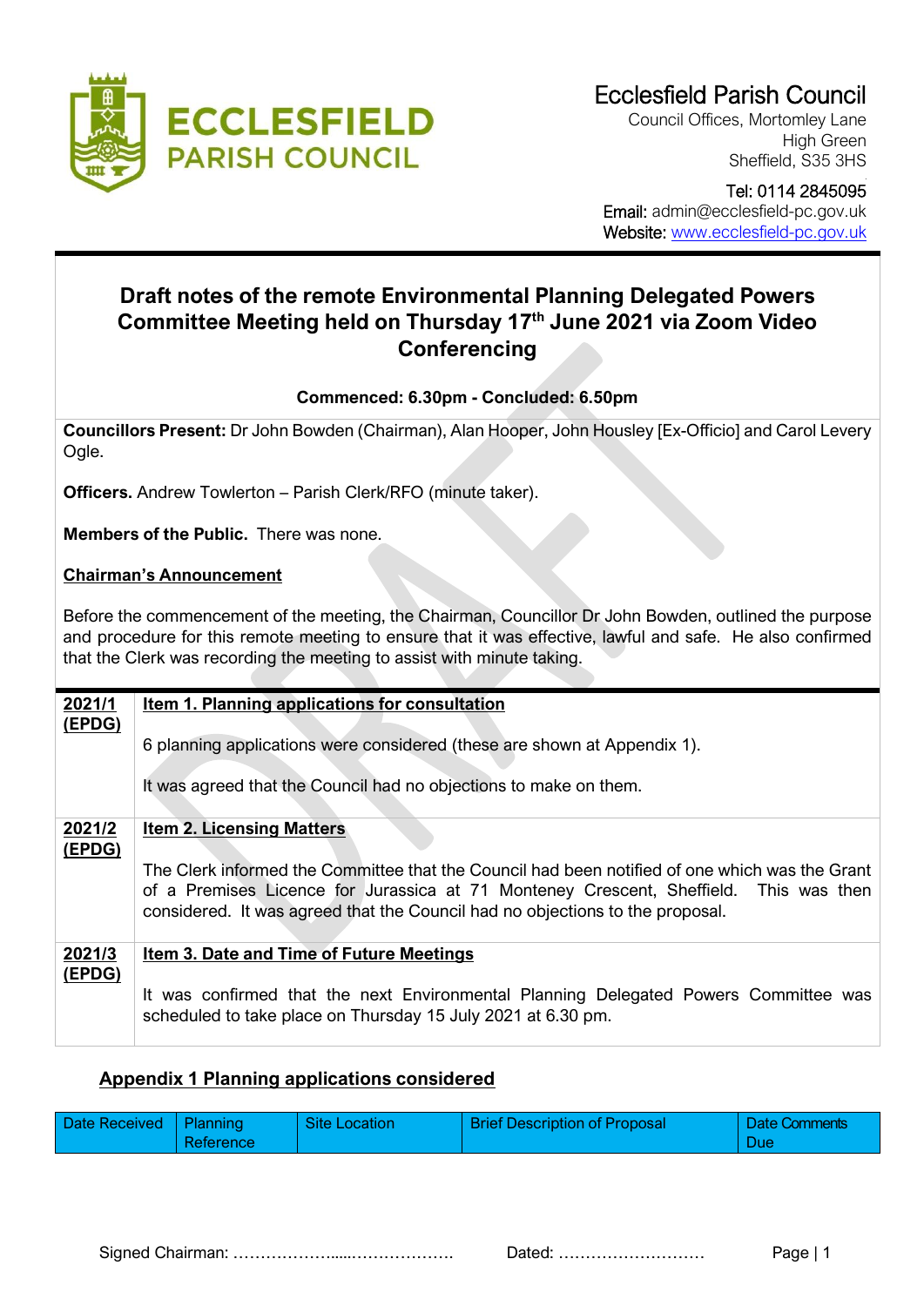# Ecclesfield Parish Council

Council Offices, Mortomley Lane
High Green
Sheffield, S35 3HS

Tel: 0114 2845095
Email: admin@ecclesfield-pc.gov.uk
Website: www.ecclesfield-pc.gov.uk

## Draft notes of the remote Environmental Planning Delegated Powers Committee Meeting held on Thursday 17th June 2021 via Zoom Video Conferencing

**Commenced: 6.30pm - Concluded: 6.50pm**

**Councillors Present:** Dr John Bowden (Chairman), Alan Hooper, John Housley [Ex-Officio] and Carol Levery Ogle.

**Officers.** Andrew Towlerton – Parish Clerk/RFO (minute taker).

**Members of the Public.** There was none.

**Chairman's Announcement**

Before the commencement of the meeting, the Chairman, Councillor Dr John Bowden, outlined the purpose and procedure for this remote meeting to ensure that it was effective, lawful and safe. He also confirmed that the Clerk was recording the meeting to assist with minute taking.

| | |
|---|---|
| **2021/1 (EPDG)** | **Item 1. Planning applications for consultation**<br><br>6 planning applications were considered (these are shown at Appendix 1).<br><br>It was agreed that the Council had no objections to make on them. |
| **2021/2 (EPDG)** | **Item 2. Licensing Matters**<br><br>The Clerk informed the Committee that the Council had been notified of one which was the Grant of a Premises Licence for Jurassica at 71 Monteney Crescent, Sheffield. This was then considered. It was agreed that the Council had no objections to the proposal. |
| **2021/3 (EPDG)** | **Item 3. Date and Time of Future Meetings**<br><br>It was confirmed that the next Environmental Planning Delegated Powers Committee was scheduled to take place on Thursday 15 July 2021 at 6.30 pm. |

### Appendix 1 Planning applications considered

| Date Received | Planning Reference | Site Location | Brief Description of Proposal | Date Comments Due |
|---|---|---|---|---|

Signed Chairman: ……………………………………… Dated: ………………………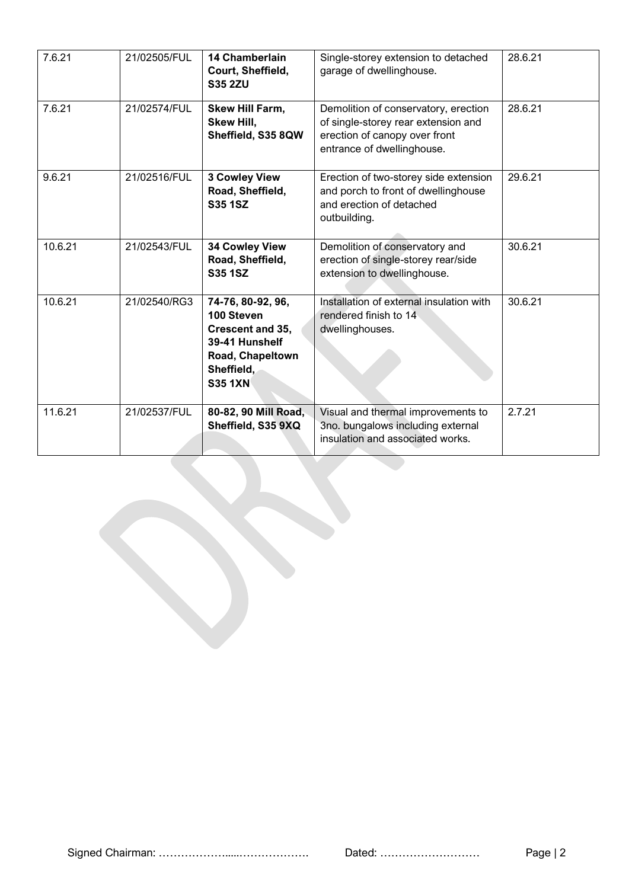| | | | | |
|---|---|---|---|---|
| 7.6.21 | 21/02505/FUL | **14 Chamberlain Court, Sheffield, S35 2ZU** | Single-storey extension to detached garage of dwellinghouse. | 28.6.21 |
| 7.6.21 | 21/02574/FUL | **Skew Hill Farm, Skew Hill, Sheffield, S35 8QW** | Demolition of conservatory, erection of single-storey rear extension and erection of canopy over front entrance of dwellinghouse. | 28.6.21 |
| 9.6.21 | 21/02516/FUL | **3 Cowley View Road, Sheffield, S35 1SZ** | Erection of two-storey side extension and porch to front of dwellinghouse and erection of detached outbuilding. | 29.6.21 |
| 10.6.21 | 21/02543/FUL | **34 Cowley View Road, Sheffield, S35 1SZ** | Demolition of conservatory and erection of single-storey rear/side extension to dwellinghouse. | 30.6.21 |
| 10.6.21 | 21/02540/RG3 | **74-76, 80-92, 96, 100 Steven Crescent and 35, 39-41 Hunshelf Road, Chapeltown Sheffield, S35 1XN** | Installation of external insulation with rendered finish to 14 dwellinghouses. | 30.6.21 |
| 11.6.21 | 21/02537/FUL | **80-82, 90 Mill Road, Sheffield, S35 9XQ** | Visual and thermal improvements to 3no. bungalows including external insulation and associated works. | 2.7.21 |

Signed Chairman: ……………….....………………. Dated: ………………………